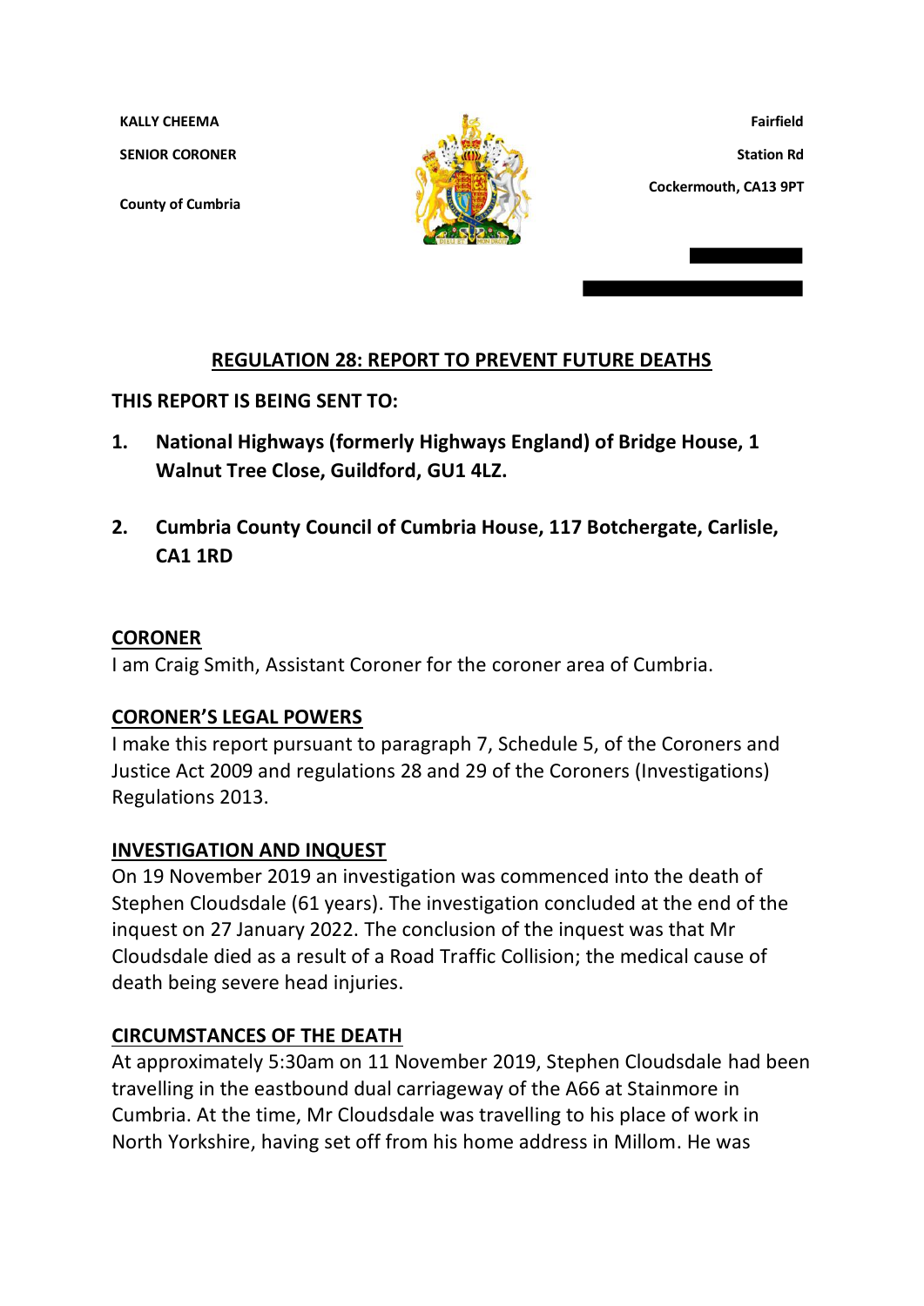**KALLY CHEEMA**

**SENIOR CORONER**

**County of Cumbria**

**Fairfield**

**Station Rd**

**Cockermouth, CA13 9PT**

## REGULATION 28: REPORT TO PREVENT FUTURE DEATHS

**THIS REPORT IS BEING SENT TO:**

1. **National Highways (formerly Highways England) of Bridge House, 1 Walnut Tree Close, Guildford, GU1 4LZ.**

2. **Cumbria County Council of Cumbria House, 117 Botchergate, Carlisle, CA1 1RD**

### CORONER

I am Craig Smith, Assistant Coroner for the coroner area of Cumbria.

### CORONER'S LEGAL POWERS

I make this report pursuant to paragraph 7, Schedule 5, of the Coroners and Justice Act 2009 and regulations 28 and 29 of the Coroners (Investigations) Regulations 2013.

### INVESTIGATION AND INQUEST

On 19 November 2019 an investigation was commenced into the death of Stephen Cloudsdale (61 years). The investigation concluded at the end of the inquest on 27 January 2022. The conclusion of the inquest was that Mr Cloudsdale died as a result of a Road Traffic Collision; the medical cause of death being severe head injuries.

### CIRCUMSTANCES OF THE DEATH

At approximately 5:30am on 11 November 2019, Stephen Cloudsdale had been travelling in the eastbound dual carriageway of the A66 at Stainmore in Cumbria. At the time, Mr Cloudsdale was travelling to his place of work in North Yorkshire, having set off from his home address in Millom. He was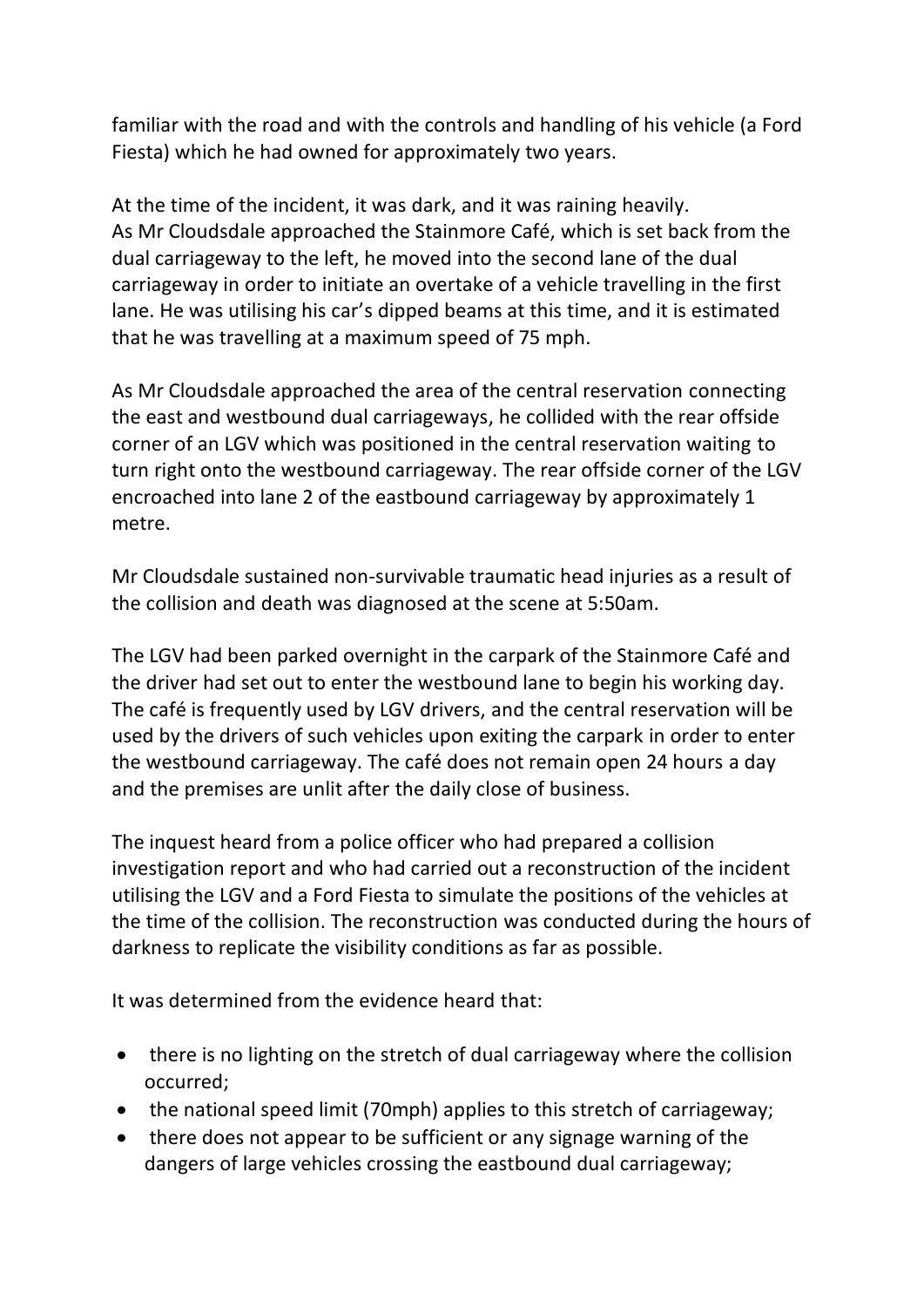familiar with the road and with the controls and handling of his vehicle (a Ford Fiesta) which he had owned for approximately two years.

At the time of the incident, it was dark, and it was raining heavily.
As Mr Cloudsdale approached the Stainmore Café, which is set back from the dual carriageway to the left, he moved into the second lane of the dual carriageway in order to initiate an overtake of a vehicle travelling in the first lane. He was utilising his car's dipped beams at this time, and it is estimated that he was travelling at a maximum speed of 75 mph.

As Mr Cloudsdale approached the area of the central reservation connecting the east and westbound dual carriageways, he collided with the rear offside corner of an LGV which was positioned in the central reservation waiting to turn right onto the westbound carriageway. The rear offside corner of the LGV encroached into lane 2 of the eastbound carriageway by approximately 1 metre.

Mr Cloudsdale sustained non-survivable traumatic head injuries as a result of the collision and death was diagnosed at the scene at 5:50am.

The LGV had been parked overnight in the carpark of the Stainmore Café and the driver had set out to enter the westbound lane to begin his working day. The café is frequently used by LGV drivers, and the central reservation will be used by the drivers of such vehicles upon exiting the carpark in order to enter the westbound carriageway. The café does not remain open 24 hours a day and the premises are unlit after the daily close of business.

The inquest heard from a police officer who had prepared a collision investigation report and who had carried out a reconstruction of the incident utilising the LGV and a Ford Fiesta to simulate the positions of the vehicles at the time of the collision. The reconstruction was conducted during the hours of darkness to replicate the visibility conditions as far as possible.

It was determined from the evidence heard that:

- there is no lighting on the stretch of dual carriageway where the collision occurred;
- the national speed limit (70mph) applies to this stretch of carriageway;
- there does not appear to be sufficient or any signage warning of the dangers of large vehicles crossing the eastbound dual carriageway;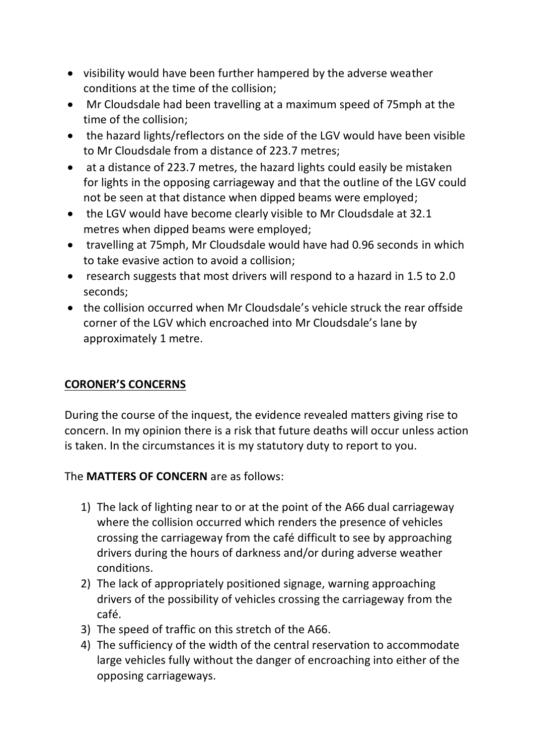- visibility would have been further hampered by the adverse weather conditions at the time of the collision;
- Mr Cloudsdale had been travelling at a maximum speed of 75mph at the time of the collision;
- the hazard lights/reflectors on the side of the LGV would have been visible to Mr Cloudsdale from a distance of 223.7 metres;
- at a distance of 223.7 metres, the hazard lights could easily be mistaken for lights in the opposing carriageway and that the outline of the LGV could not be seen at that distance when dipped beams were employed;
- the LGV would have become clearly visible to Mr Cloudsdale at 32.1 metres when dipped beams were employed;
- travelling at 75mph, Mr Cloudsdale would have had 0.96 seconds in which to take evasive action to avoid a collision;
- research suggests that most drivers will respond to a hazard in 1.5 to 2.0 seconds;
- the collision occurred when Mr Cloudsdale's vehicle struck the rear offside corner of the LGV which encroached into Mr Cloudsdale's lane by approximately 1 metre.

## CORONER'S CONCERNS

During the course of the inquest, the evidence revealed matters giving rise to concern. In my opinion there is a risk that future deaths will occur unless action is taken. In the circumstances it is my statutory duty to report to you.

The **MATTERS OF CONCERN** are as follows:

1) The lack of lighting near to or at the point of the A66 dual carriageway where the collision occurred which renders the presence of vehicles crossing the carriageway from the café difficult to see by approaching drivers during the hours of darkness and/or during adverse weather conditions.
2) The lack of appropriately positioned signage, warning approaching drivers of the possibility of vehicles crossing the carriageway from the café.
3) The speed of traffic on this stretch of the A66.
4) The sufficiency of the width of the central reservation to accommodate large vehicles fully without the danger of encroaching into either of the opposing carriageways.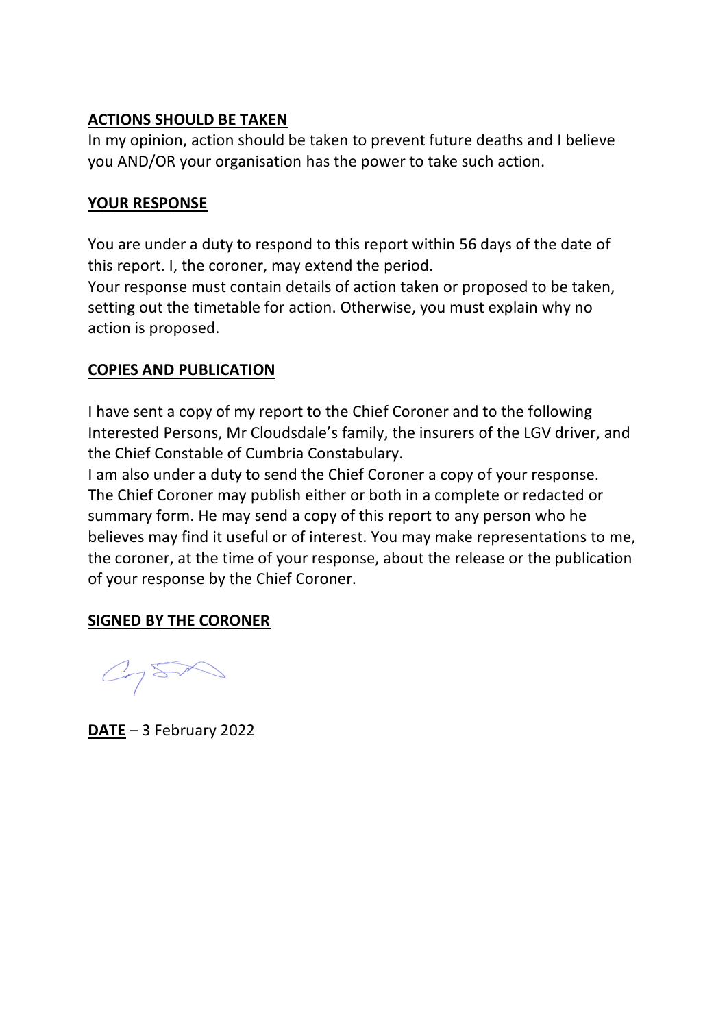**<u>ACTIONS SHOULD BE TAKEN</u>**

In my opinion, action should be taken to prevent future deaths and I believe you AND/OR your organisation has the power to take such action.

**<u>YOUR RESPONSE</u>**

You are under a duty to respond to this report within 56 days of the date of this report. I, the coroner, may extend the period.

Your response must contain details of action taken or proposed to be taken, setting out the timetable for action. Otherwise, you must explain why no action is proposed.

**<u>COPIES AND PUBLICATION</u>**

I have sent a copy of my report to the Chief Coroner and to the following Interested Persons, Mr Cloudsdale's family, the insurers of the LGV driver, and the Chief Constable of Cumbria Constabulary.

I am also under a duty to send the Chief Coroner a copy of your response. The Chief Coroner may publish either or both in a complete or redacted or summary form. He may send a copy of this report to any person who he believes may find it useful or of interest. You may make representations to me, the coroner, at the time of your response, about the release or the publication of your response by the Chief Coroner.

**<u>SIGNED BY THE CORONER</u>**

**<u>DATE</u>** – 3 February 2022